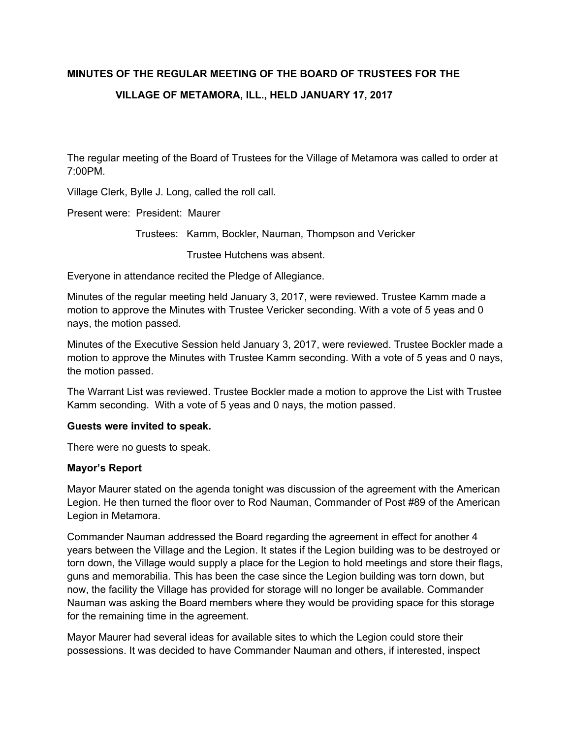**MINUTES OF THE REGULAR MEETING OF THE BOARD OF TRUSTEES FOR THE VILLAGE OF METAMORA, ILL., HELD JANUARY 17, 2017**

The regular meeting of the Board of Trustees for the Village of Metamora was called to order at 7:00PM.

Village Clerk, Bylle J. Long, called the roll call.

Present were: President: Maurer

Trustees: Kamm, Bockler, Nauman, Thompson and Vericker

Trustee Hutchens was absent.

Everyone in attendance recited the Pledge of Allegiance.

Minutes of the regular meeting held January 3, 2017, were reviewed. Trustee Kamm made a motion to approve the Minutes with Trustee Vericker seconding. With a vote of 5 yeas and 0 nays, the motion passed.

Minutes of the Executive Session held January 3, 2017, were reviewed. Trustee Bockler made a motion to approve the Minutes with Trustee Kamm seconding. With a vote of 5 yeas and 0 nays, the motion passed.

The Warrant List was reviewed. Trustee Bockler made a motion to approve the List with Trustee Kamm seconding. With a vote of 5 yeas and 0 nays, the motion passed.

**Guests were invited to speak.**

There were no guests to speak.

**Mayor's Report**

Mayor Maurer stated on the agenda tonight was discussion of the agreement with the American Legion. He then turned the floor over to Rod Nauman, Commander of Post #89 of the American Legion in Metamora.

Commander Nauman addressed the Board regarding the agreement in effect for another 4 years between the Village and the Legion. It states if the Legion building was to be destroyed or torn down, the Village would supply a place for the Legion to hold meetings and store their flags, guns and memorabilia. This has been the case since the Legion building was torn down, but now, the facility the Village has provided for storage will no longer be available. Commander Nauman was asking the Board members where they would be providing space for this storage for the remaining time in the agreement.

Mayor Maurer had several ideas for available sites to which the Legion could store their possessions. It was decided to have Commander Nauman and others, if interested, inspect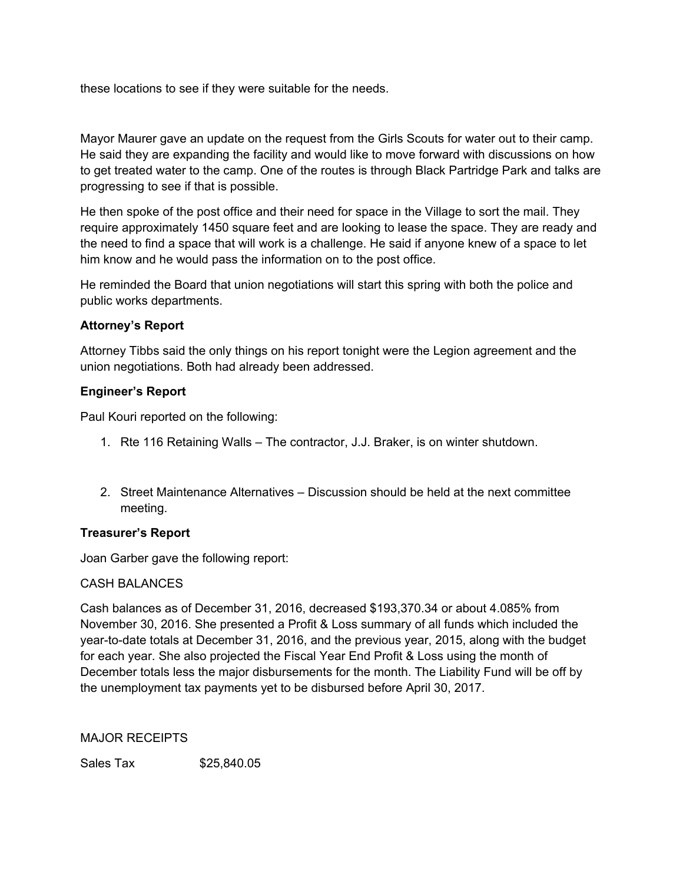these locations to see if they were suitable for the needs.

Mayor Maurer gave an update on the request from the Girls Scouts for water out to their camp. He said they are expanding the facility and would like to move forward with discussions on how to get treated water to the camp. One of the routes is through Black Partridge Park and talks are progressing to see if that is possible.

He then spoke of the post office and their need for space in the Village to sort the mail. They require approximately 1450 square feet and are looking to lease the space. They are ready and the need to find a space that will work is a challenge. He said if anyone knew of a space to let him know and he would pass the information on to the post office.

He reminded the Board that union negotiations will start this spring with both the police and public works departments.

**Attorney's Report**

Attorney Tibbs said the only things on his report tonight were the Legion agreement and the union negotiations. Both had already been addressed.

**Engineer's Report**

Paul Kouri reported on the following:

1. Rte 116 Retaining Walls – The contractor, J.J. Braker, is on winter shutdown.
2. Street Maintenance Alternatives – Discussion should be held at the next committee meeting.

**Treasurer's Report**

Joan Garber gave the following report:

CASH BALANCES

Cash balances as of December 31, 2016, decreased $193,370.34 or about 4.085% from November 30, 2016. She presented a Profit & Loss summary of all funds which included the year-to-date totals at December 31, 2016, and the previous year, 2015, along with the budget for each year. She also projected the Fiscal Year End Profit & Loss using the month of December totals less the major disbursements for the month. The Liability Fund will be off by the unemployment tax payments yet to be disbursed before April 30, 2017.

MAJOR RECEIPTS

Sales Tax $25,840.05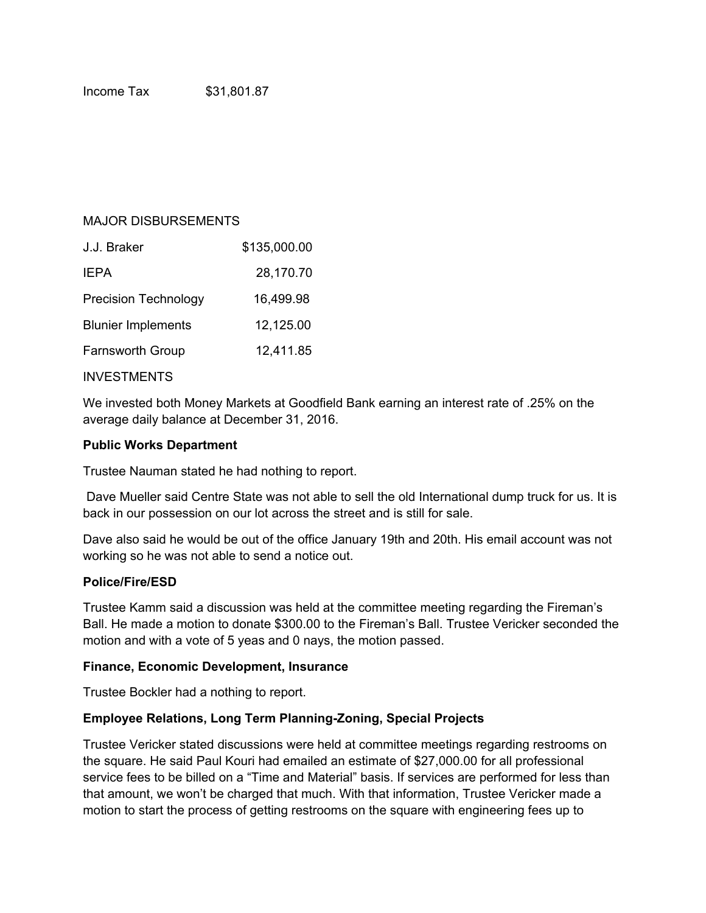Income Tax $31,801.87

MAJOR DISBURSEMENTS

| | |
|---|---|
| J.J. Braker | $135,000.00 |
| IEPA | 28,170.70 |
| Precision Technology | 16,499.98 |
| Blunier Implements | 12,125.00 |
| Farnsworth Group | 12,411.85 |

INVESTMENTS

We invested both Money Markets at Goodfield Bank earning an interest rate of .25% on the average daily balance at December 31, 2016.

**Public Works Department**

Trustee Nauman stated he had nothing to report.

Dave Mueller said Centre State was not able to sell the old International dump truck for us. It is back in our possession on our lot across the street and is still for sale.

Dave also said he would be out of the office January 19th and 20th. His email account was not working so he was not able to send a notice out.

**Police/Fire/ESD**

Trustee Kamm said a discussion was held at the committee meeting regarding the Fireman's Ball. He made a motion to donate $300.00 to the Fireman's Ball. Trustee Vericker seconded the motion and with a vote of 5 yeas and 0 nays, the motion passed.

**Finance, Economic Development, Insurance**

Trustee Bockler had a nothing to report.

**Employee Relations, Long Term Planning-Zoning, Special Projects**

Trustee Vericker stated discussions were held at committee meetings regarding restrooms on the square. He said Paul Kouri had emailed an estimate of $27,000.00 for all professional service fees to be billed on a "Time and Material" basis. If services are performed for less than that amount, we won't be charged that much. With that information, Trustee Vericker made a motion to start the process of getting restrooms on the square with engineering fees up to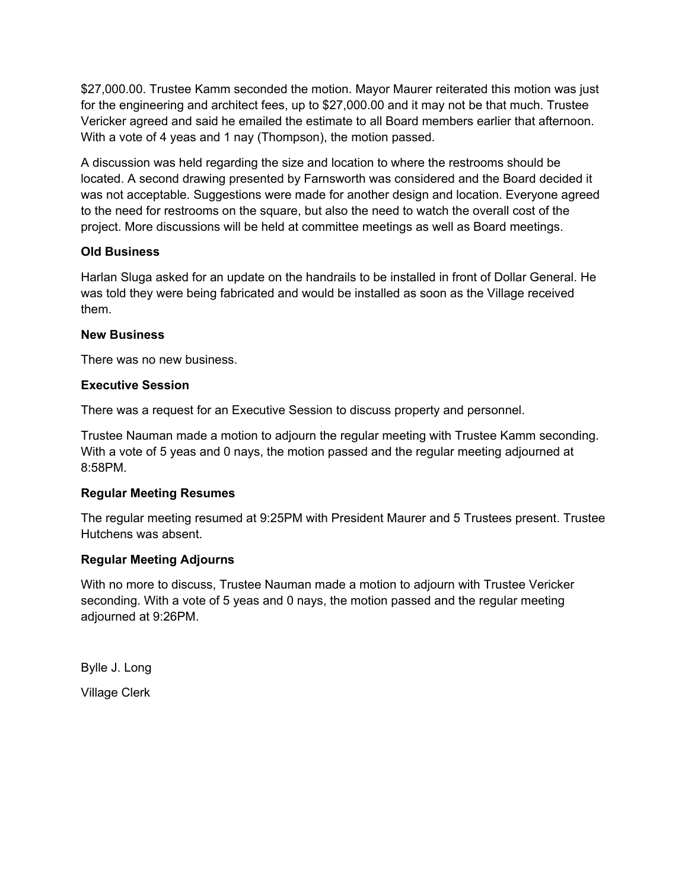$27,000.00. Trustee Kamm seconded the motion. Mayor Maurer reiterated this motion was just for the engineering and architect fees, up to $27,000.00 and it may not be that much. Trustee Vericker agreed and said he emailed the estimate to all Board members earlier that afternoon. With a vote of 4 yeas and 1 nay (Thompson), the motion passed.

A discussion was held regarding the size and location to where the restrooms should be located. A second drawing presented by Farnsworth was considered and the Board decided it was not acceptable. Suggestions were made for another design and location. Everyone agreed to the need for restrooms on the square, but also the need to watch the overall cost of the project. More discussions will be held at committee meetings as well as Board meetings.

**Old Business**

Harlan Sluga asked for an update on the handrails to be installed in front of Dollar General. He was told they were being fabricated and would be installed as soon as the Village received them.

**New Business**

There was no new business.

**Executive Session**

There was a request for an Executive Session to discuss property and personnel.

Trustee Nauman made a motion to adjourn the regular meeting with Trustee Kamm seconding. With a vote of 5 yeas and 0 nays, the motion passed and the regular meeting adjourned at 8:58PM.

**Regular Meeting Resumes**

The regular meeting resumed at 9:25PM with President Maurer and 5 Trustees present. Trustee Hutchens was absent.

**Regular Meeting Adjourns**

With no more to discuss, Trustee Nauman made a motion to adjourn with Trustee Vericker seconding. With a vote of 5 yeas and 0 nays, the motion passed and the regular meeting adjourned at 9:26PM.

Bylle J. Long

Village Clerk